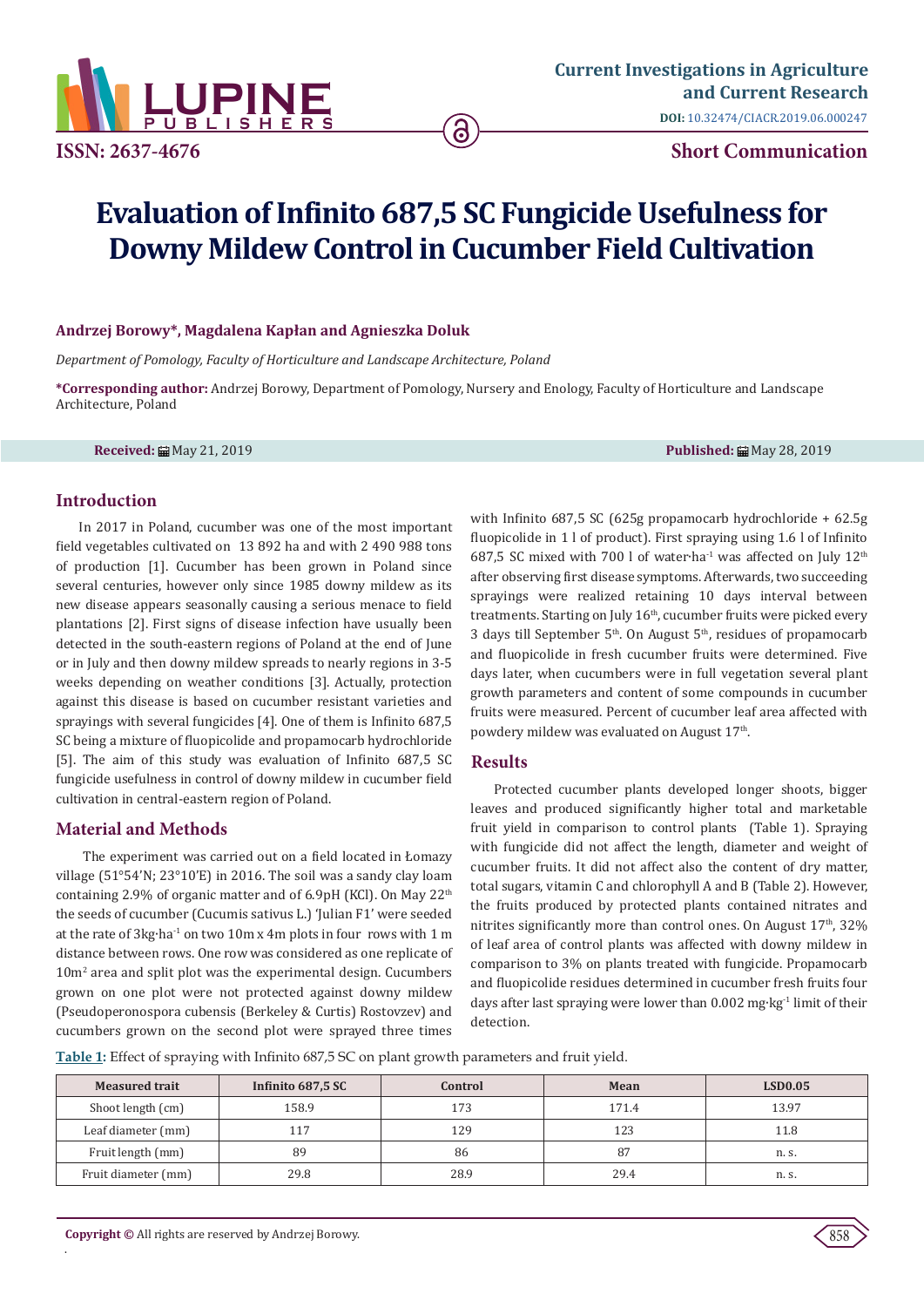# Evaluation of Infinito 687,5 SC Fungicide Usefulness for Downy Mildew Control in Cucumber Field Cultivation

**Andrzej Borowy\*, Magdalena Kapłan and Agnieszka Doluk**

*Department of Pomology, Faculty of Horticulture and Landscape Architecture, Poland*

**\*Corresponding author:** Andrzej Borowy, Department of Pomology, Nursery and Enology, Faculty of Horticulture and Landscape Architecture, Poland

**Received:** May 21, 2019 **Published:** May 28, 2019

## Introduction

In 2017 in Poland, cucumber was one of the most important field vegetables cultivated on 13 892 ha and with 2 490 988 tons of production [1]. Cucumber has been grown in Poland since several centuries, however only since 1985 downy mildew as its new disease appears seasonally causing a serious menace to field plantations [2]. First signs of disease infection have usually been detected in the south-eastern regions of Poland at the end of June or in July and then downy mildew spreads to nearly regions in 3-5 weeks depending on weather conditions [3]. Actually, protection against this disease is based on cucumber resistant varieties and sprayings with several fungicides [4]. One of them is Infinito 687,5 SC being a mixture of fluopicolide and propamocarb hydrochloride [5]. The aim of this study was evaluation of Infinito 687,5 SC fungicide usefulness in control of downy mildew in cucumber field cultivation in central-eastern region of Poland.

## Material and Methods

The experiment was carried out on a field located in Łomazy village (51°54'N; 23°10'E) in 2016. The soil was a sandy clay loam containing 2.9% of organic matter and of 6.9pH (KCl). On May 22[th] the seeds of cucumber (Cucumis sativus L.) 'Julian F1' were seeded at the rate of 3kg·ha$^{-1}$ on two 10m x 4m plots in four rows with 1 m distance between rows. One row was considered as one replicate of 10m$^2$ area and split plot was the experimental design. Cucumbers grown on one plot were not protected against downy mildew (Pseudoperonospora cubensis (Berkeley & Curtis) Rostovzev) and cucumbers grown on the second plot were sprayed three times with Infinito 687,5 SC (625g propamocarb hydrochloride + 62.5g fluopicolide in 1 l of product). First spraying using 1.6 l of Infinito 687,5 SC mixed with 700 l of water·ha$^{-1}$ was affected on July 12[th] after observing first disease symptoms. Afterwards, two succeeding sprayings were realized retaining 10 days interval between treatments. Starting on July 16[th], cucumber fruits were picked every 3 days till September 5[th]. On August 5[th], residues of propamocarb and fluopicolide in fresh cucumber fruits were determined. Five days later, when cucumbers were in full vegetation several plant growth parameters and content of some compounds in cucumber fruits were measured. Percent of cucumber leaf area affected with powdery mildew was evaluated on August 17[th].

## Results

Protected cucumber plants developed longer shoots, bigger leaves and produced significantly higher total and marketable fruit yield in comparison to control plants (Table 1). Spraying with fungicide did not affect the length, diameter and weight of cucumber fruits. It did not affect also the content of dry matter, total sugars, vitamin C and chlorophyll A and B (Table 2). However, the fruits produced by protected plants contained nitrates and nitrites significantly more than control ones. On August 17[th], 32% of leaf area of control plants was affected with downy mildew in comparison to 3% on plants treated with fungicide. Propamocarb and fluopicolide residues determined in cucumber fresh fruits four days after last spraying were lower than 0.002 mg·kg$^{-1}$ limit of their detection.

**Table 1**: Effect of spraying with Infinito 687,5 SC on plant growth parameters and fruit yield.

| Measured trait | Infinito 687,5 SC | Control | Mean | LSD0.05 |
|---|---|---|---|---|
| Shoot length (cm) | 158.9 | 173 | 171.4 | 13.97 |
| Leaf diameter (mm) | 117 | 129 | 123 | 11.8 |
| Fruit length (mm) | 89 | 86 | 87 | n. s. |
| Fruit diameter (mm) | 29.8 | 28.9 | 29.4 | n. s. |

**Copyright ©** All rights are reserved by Andrzej Borowy.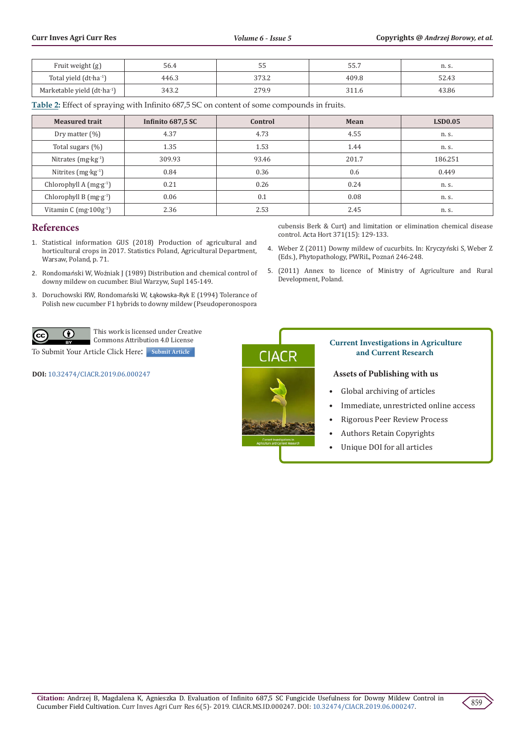| | | | | |
|---|---|---|---|---|
| Fruit weight (g) | 56.4 | 55 | 55.7 | n. s. |
| Total yield (dt·ha$^{-1}$) | 446.3 | 373.2 | 409.8 | 52.43 |
| Marketable yield (dt·ha$^{-1}$) | 343.2 | 279.9 | 311.6 | 43.86 |

**Table 2:** Effect of spraying with Infinito 687,5 SC on content of some compounds in fruits.

| Measured trait | Infinito 687,5 SC | Control | Mean | LSD0.05 |
|---|---|---|---|---|
| Dry matter (%) | 4.37 | 4.73 | 4.55 | n. s. |
| Total sugars (%) | 1.35 | 1.53 | 1.44 | n. s. |
| Nitrates (mg·kg$^{-1}$) | 309.93 | 93.46 | 201.7 | 186.251 |
| Nitrites (mg·kg$^{-1}$) | 0.84 | 0.36 | 0.6 | 0.449 |
| Chlorophyll A (mg·g$^{-1}$) | 0.21 | 0.26 | 0.24 | n. s. |
| Chlorophyll B (mg·g$^{-1}$) | 0.06 | 0.1 | 0.08 | n. s. |
| Vitamin C (mg·100g$^{-1}$) | 2.36 | 2.53 | 2.45 | n. s. |

## References

1. Statistical information GUS (2018) Production of agricultural and horticultural crops in 2017. Statistics Poland, Agricultural Department, Warsaw, Poland, p. 71.
2. Rondomański W, Woźniak J (1989) Distribution and chemical control of downy mildew on cucumber. Biul Warzyw, Supl 145-149.
3. Doruchowski RW, Rondomański W, Łąkowska-Ryk E (1994) Tolerance of Polish new cucumber F1 hybrids to downy mildew (Pseudoperonospora cubensis Berk & Curt) and limitation or elimination chemical disease control. Acta Hort 371(15): 129-133.
4. Weber Z (2011) Downy mildew of cucurbits. In: Kryczyński S, Weber Z (Eds.), Phytopathology, PWRiL, Poznań 246-248.
5. (2011) Annex to licence of Ministry of Agriculture and Rural Development, Poland.

This work is licensed under Creative Commons Attribution 4.0 License

To Submit Your Article Click Here: Submit Article

**DOI:** 10.32474/CIACR.2019.06.000247

**Current Investigations in Agriculture and Current Research**

**Assets of Publishing with us**

- Global archiving of articles
- Immediate, unrestricted online access
- Rigorous Peer Review Process
- Authors Retain Copyrights
- Unique DOI for all articles

**Citation:** Andrzej B, Magdalena K, Agnieszka D. Evaluation of Infinito 687,5 SC Fungicide Usefulness for Downy Mildew Control in Cucumber Field Cultivation. Curr Inves Agri Curr Res 6(5)- 2019. CIACR.MS.ID.000247. DOI: 10.32474/CIACR.2019.06.000247.